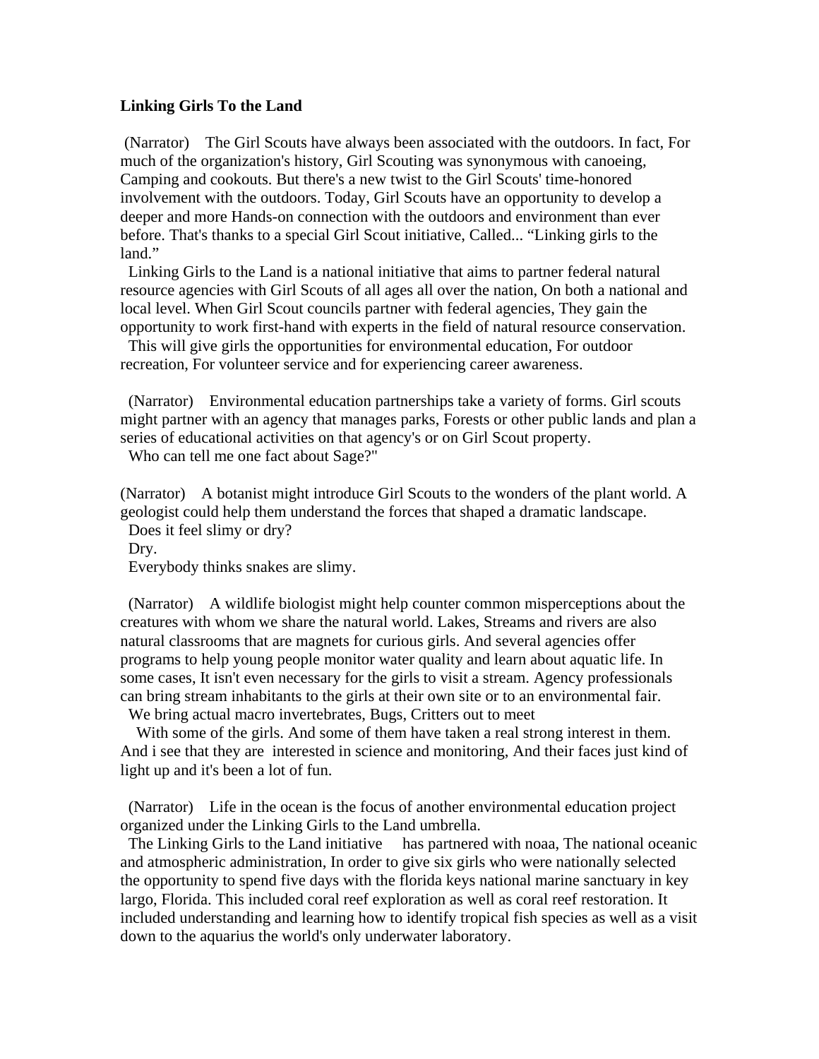**Linking Girls To the Land**

(Narrator) The Girl Scouts have always been associated with the outdoors. In fact, For much of the organization's history, Girl Scouting was synonymous with canoeing, Camping and cookouts. But there's a new twist to the Girl Scouts' time-honored involvement with the outdoors. Today, Girl Scouts have an opportunity to develop a deeper and more Hands-on connection with the outdoors and environment than ever before. That's thanks to a special Girl Scout initiative, Called... “Linking girls to the land.”

Linking Girls to the Land is a national initiative that aims to partner federal natural resource agencies with Girl Scouts of all ages all over the nation, On both a national and local level. When Girl Scout councils partner with federal agencies, They gain the opportunity to work first-hand with experts in the field of natural resource conservation.

This will give girls the opportunities for environmental education, For outdoor recreation, For volunteer service and for experiencing career awareness.

(Narrator) Environmental education partnerships take a variety of forms. Girl scouts might partner with an agency that manages parks, Forests or other public lands and plan a series of educational activities on that agency's or on Girl Scout property.

Who can tell me one fact about Sage?"

(Narrator) A botanist might introduce Girl Scouts to the wonders of the plant world. A geologist could help them understand the forces that shaped a dramatic landscape.

Does it feel slimy or dry?

Dry.

Everybody thinks snakes are slimy.

(Narrator) A wildlife biologist might help counter common misperceptions about the creatures with whom we share the natural world. Lakes, Streams and rivers are also natural classrooms that are magnets for curious girls. And several agencies offer programs to help young people monitor water quality and learn about aquatic life. In some cases, It isn't even necessary for the girls to visit a stream. Agency professionals can bring stream inhabitants to the girls at their own site or to an environmental fair.

We bring actual macro invertebrates, Bugs, Critters out to meet

With some of the girls. And some of them have taken a real strong interest in them. And i see that they are interested in science and monitoring, And their faces just kind of light up and it's been a lot of fun.

(Narrator) Life in the ocean is the focus of another environmental education project organized under the Linking Girls to the Land umbrella.

The Linking Girls to the Land initiative has partnered with noaa, The national oceanic and atmospheric administration, In order to give six girls who were nationally selected the opportunity to spend five days with the florida keys national marine sanctuary in key largo, Florida. This included coral reef exploration as well as coral reef restoration. It included understanding and learning how to identify tropical fish species as well as a visit down to the aquarius the world's only underwater laboratory.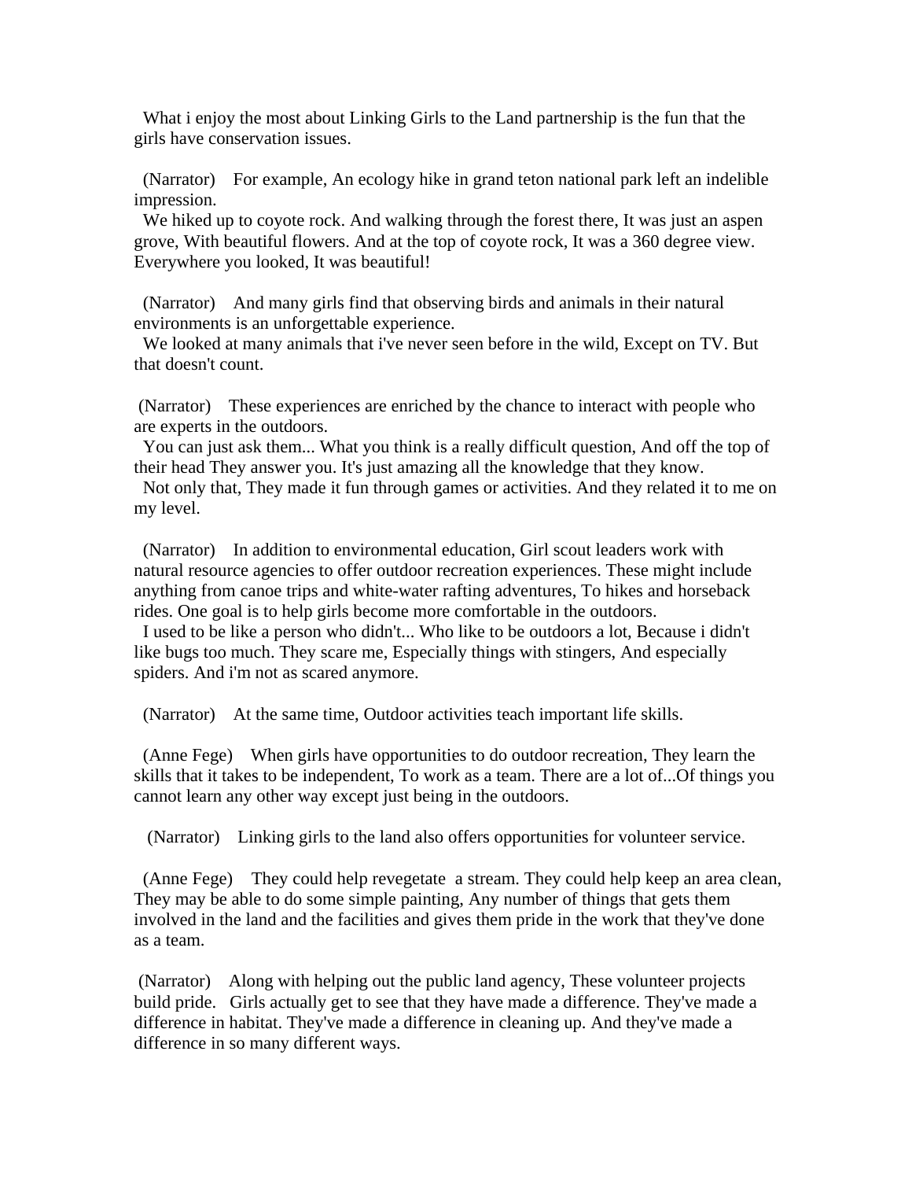What i enjoy the most about Linking Girls to the Land partnership is the fun that the girls have conservation issues.

(Narrator) For example, An ecology hike in grand teton national park left an indelible impression.
We hiked up to coyote rock. And walking through the forest there, It was just an aspen grove, With beautiful flowers. And at the top of coyote rock, It was a 360 degree view. Everywhere you looked, It was beautiful!

(Narrator) And many girls find that observing birds and animals in their natural environments is an unforgettable experience.
We looked at many animals that i've never seen before in the wild, Except on TV. But that doesn't count.

(Narrator) These experiences are enriched by the chance to interact with people who are experts in the outdoors.
You can just ask them... What you think is a really difficult question, And off the top of their head They answer you. It's just amazing all the knowledge that they know.
Not only that, They made it fun through games or activities. And they related it to me on my level.

(Narrator) In addition to environmental education, Girl scout leaders work with natural resource agencies to offer outdoor recreation experiences. These might include anything from canoe trips and white-water rafting adventures, To hikes and horseback rides. One goal is to help girls become more comfortable in the outdoors.
I used to be like a person who didn't... Who like to be outdoors a lot, Because i didn't like bugs too much. They scare me, Especially things with stingers, And especially spiders. And i'm not as scared anymore.

(Narrator) At the same time, Outdoor activities teach important life skills.

(Anne Fege) When girls have opportunities to do outdoor recreation, They learn the skills that it takes to be independent, To work as a team. There are a lot of...Of things you cannot learn any other way except just being in the outdoors.

(Narrator) Linking girls to the land also offers opportunities for volunteer service.

(Anne Fege) They could help revegetate a stream. They could help keep an area clean, They may be able to do some simple painting, Any number of things that gets them involved in the land and the facilities and gives them pride in the work that they've done as a team.

(Narrator) Along with helping out the public land agency, These volunteer projects build pride. Girls actually get to see that they have made a difference. They've made a difference in habitat. They've made a difference in cleaning up. And they've made a difference in so many different ways.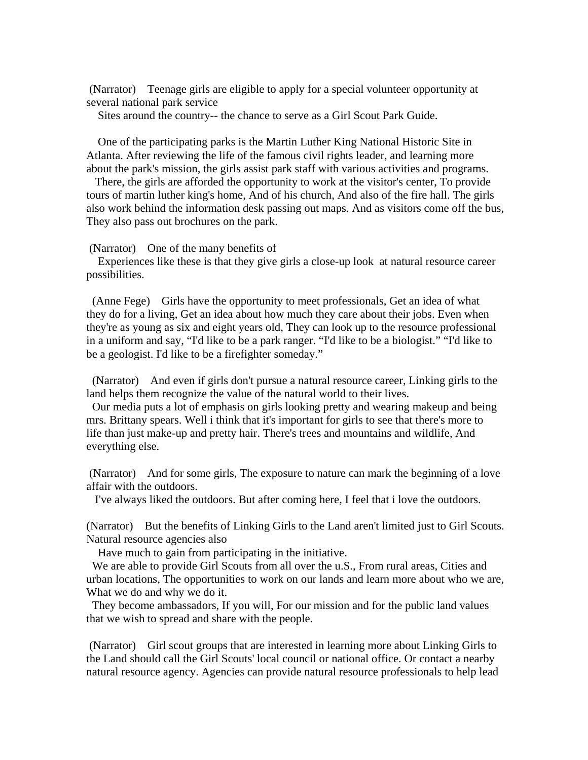(Narrator)    Teenage girls are eligible to apply for a special volunteer opportunity at several national park service
    Sites around the country-- the chance to serve as a Girl Scout Park Guide.

    One of the participating parks is the Martin Luther King National Historic Site in Atlanta. After reviewing the life of the famous civil rights leader, and learning more about the park's mission, the girls assist park staff with various activities and programs.
   There, the girls are afforded the opportunity to work at the visitor's center, To provide tours of martin luther king's home, And of his church, And also of the fire hall. The girls also work behind the information desk passing out maps. And as visitors come off the bus, They also pass out brochures on the park.

(Narrator)    One of the many benefits of
    Experiences like these is that they give girls a close-up look  at natural resource career possibilities.

(Anne Fege)    Girls have the opportunity to meet professionals, Get an idea of what they do for a living, Get an idea about how much they care about their jobs. Even when they're as young as six and eight years old, They can look up to the resource professional in a uniform and say, "I'd like to be a park ranger. "I'd like to be a biologist." "I'd like to be a geologist. I'd like to be a firefighter someday."

(Narrator)    And even if girls don't pursue a natural resource career, Linking girls to the land helps them recognize the value of the natural world to their lives.
  Our media puts a lot of emphasis on girls looking pretty and wearing makeup and being mrs. Brittany spears. Well i think that it's important for girls to see that there's more to life than just make-up and pretty hair. There's trees and mountains and wildlife, And everything else.

(Narrator)    And for some girls, The exposure to nature can mark the beginning of a love affair with the outdoors.
   I've always liked the outdoors. But after coming here, I feel that i love the outdoors.

(Narrator)    But the benefits of Linking Girls to the Land aren't limited just to Girl Scouts. Natural resource agencies also
    Have much to gain from participating in the initiative.
  We are able to provide Girl Scouts from all over the u.S., From rural areas, Cities and urban locations, The opportunities to work on our lands and learn more about who we are, What we do and why we do it.
  They become ambassadors, If you will, For our mission and for the public land values that we wish to spread and share with the people.

(Narrator)    Girl scout groups that are interested in learning more about Linking Girls to the Land should call the Girl Scouts' local council or national office. Or contact a nearby natural resource agency. Agencies can provide natural resource professionals to help lead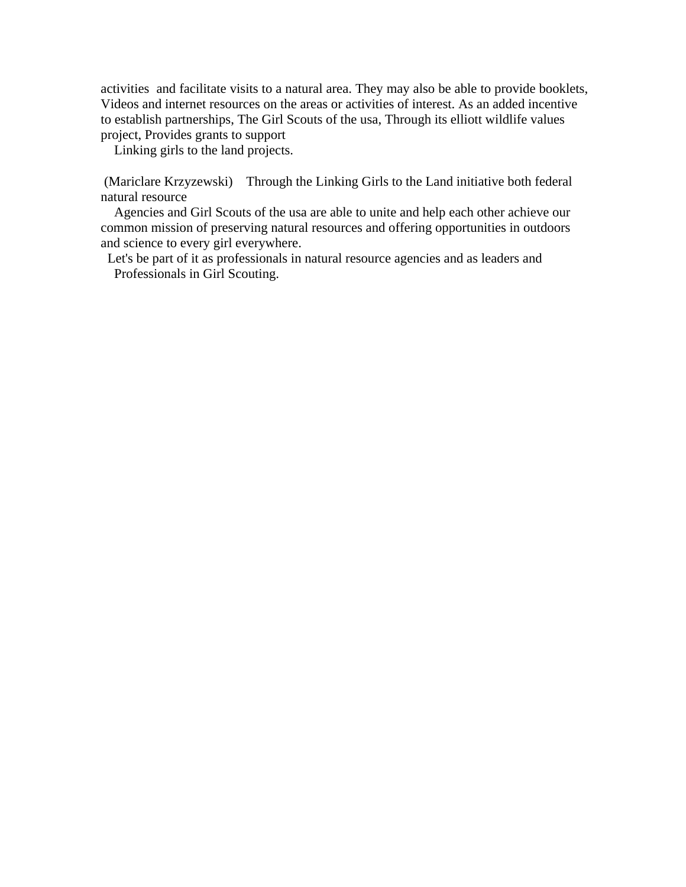activities  and facilitate visits to a natural area. They may also be able to provide booklets, Videos and internet resources on the areas or activities of interest. As an added incentive to establish partnerships, The Girl Scouts of the usa, Through its elliott wildlife values project, Provides grants to support
Linking girls to the land projects.

(Mariclare Krzyzewski)    Through the Linking Girls to the Land initiative both federal natural resource
Agencies and Girl Scouts of the usa are able to unite and help each other achieve our common mission of preserving natural resources and offering opportunities in outdoors and science to every girl everywhere.
Let's be part of it as professionals in natural resource agencies and as leaders and
Professionals in Girl Scouting.